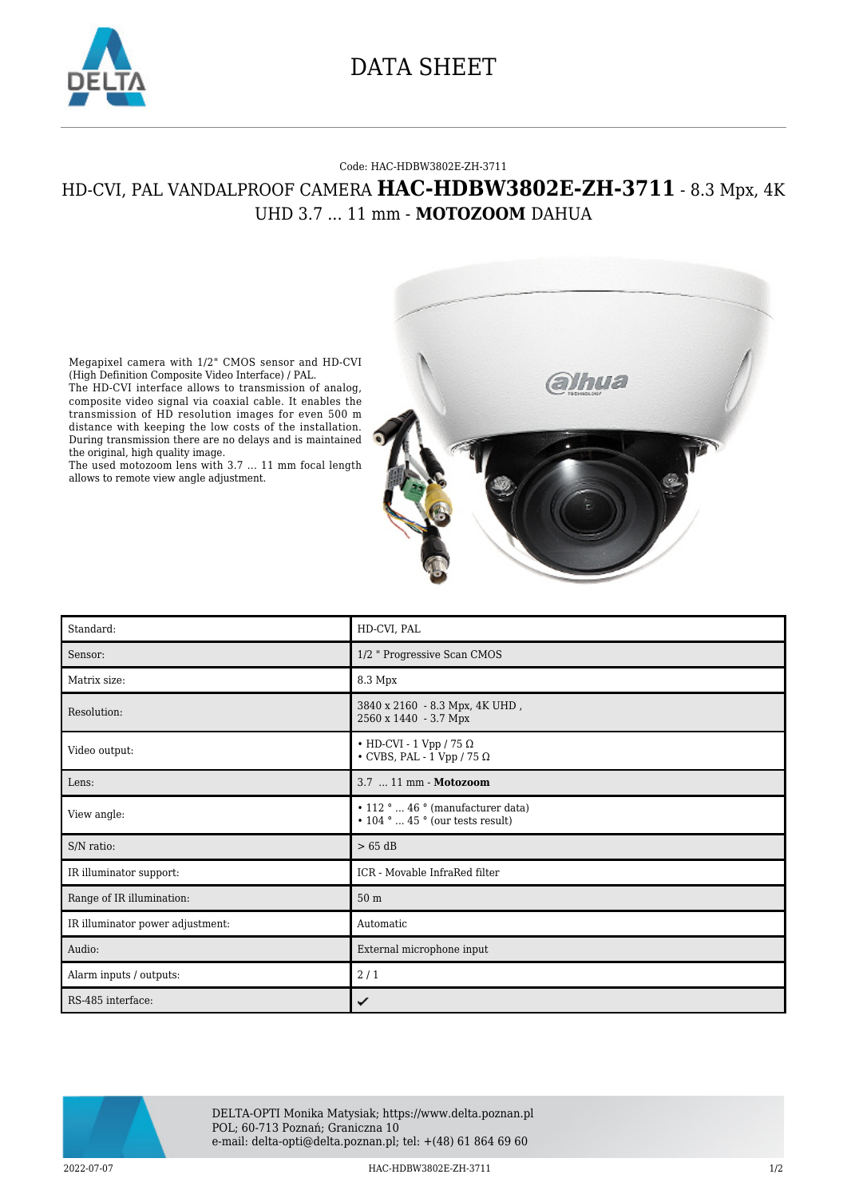# DATA SHEET

Code: HAC-HDBW3802E-ZH-3711

## HD-CVI, PAL VANDALPROOF CAMERA **HAC-HDBW3802E-ZH-3711** - 8.3 Mpx, 4K UHD 3.7 ... 11 mm - **MOTOZOOM** DAHUA

Megapixel camera with 1/2" CMOS sensor and HD-CVI (High Definition Composite Video Interface) / PAL.
The HD-CVI interface allows to transmission of analog, composite video signal via coaxial cable. It enables the transmission of HD resolution images for even 500 m distance with keeping the low costs of the installation. During transmission there are no delays and is maintained the original, high quality image.
The used motozoom lens with 3.7 ... 11 mm focal length allows to remote view angle adjustment.

| Standard: | HD-CVI, PAL |
|---|---|
| Sensor: | 1/2 " Progressive Scan CMOS |
| Matrix size: | 8.3 Mpx |
| Resolution: | 3840 x 2160 - 8.3 Mpx, 4K UHD ,<br>2560 x 1440 - 3.7 Mpx |
| Video output: | • HD-CVI - 1 Vpp / 75 Ω<br>• CVBS, PAL - 1 Vpp / 75 Ω |
| Lens: | 3.7 ... 11 mm - **Motozoom** |
| View angle: | • 112 ° ... 46 ° (manufacturer data)<br>• 104 ° ... 45 ° (our tests result) |
| S/N ratio: | > 65 dB |
| IR illuminator support: | ICR - Movable InfraRed filter |
| Range of IR illumination: | 50 m |
| IR illuminator power adjustment: | Automatic |
| Audio: | External microphone input |
| Alarm inputs / outputs: | 2 / 1 |
| RS-485 interface: | ✔ |

DELTA-OPTI Monika Matysiak; https://www.delta.poznan.pl
POL; 60-713 Poznań; Graniczna 10
e-mail: delta-opti@delta.poznan.pl; tel: +(48) 61 864 69 60

2022-07-07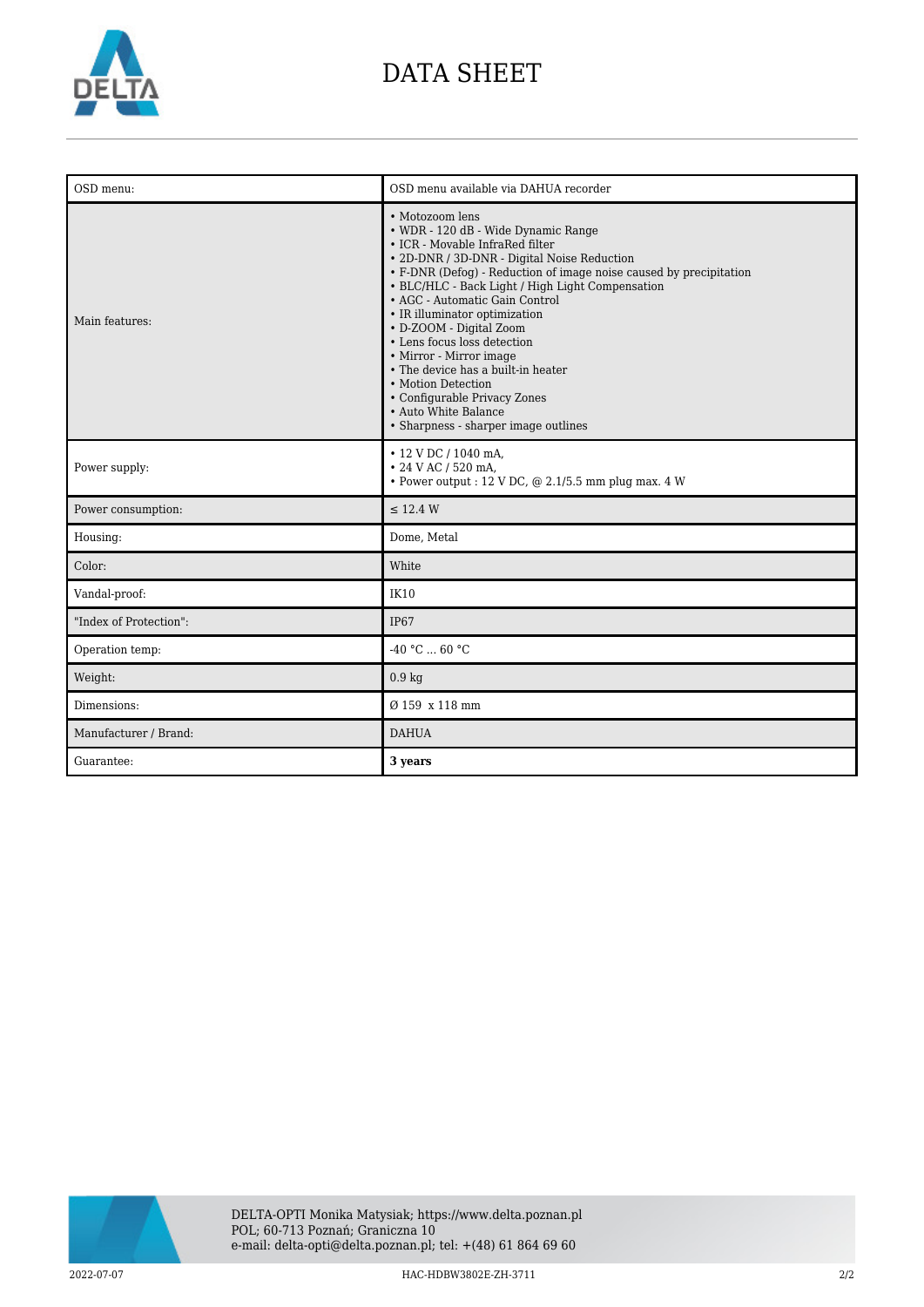# DATA SHEET

| | |
|---|---|
| OSD menu: | OSD menu available via DAHUA recorder |
| Main features: | • Motozoom lens<br>• WDR - 120 dB - Wide Dynamic Range<br>• ICR - Movable InfraRed filter<br>• 2D-DNR / 3D-DNR - Digital Noise Reduction<br>• F-DNR (Defog) - Reduction of image noise caused by precipitation<br>• BLC/HLC - Back Light / High Light Compensation<br>• AGC - Automatic Gain Control<br>• IR illuminator optimization<br>• D-ZOOM - Digital Zoom<br>• Lens focus loss detection<br>• Mirror - Mirror image<br>• The device has a built-in heater<br>• Motion Detection<br>• Configurable Privacy Zones<br>• Auto White Balance<br>• Sharpness - sharper image outlines |
| Power supply: | • 12 V DC / 1040 mA,<br>• 24 V AC / 520 mA,<br>• Power output : 12 V DC, @ 2.1/5.5 mm plug max. 4 W |
| Power consumption: | ≤ 12.4 W |
| Housing: | Dome, Metal |
| Color: | White |
| Vandal-proof: | IK10 |
| "Index of Protection": | IP67 |
| Operation temp: | -40 °C ... 60 °C |
| Weight: | 0.9 kg |
| Dimensions: | Ø 159 x 118 mm |
| Manufacturer / Brand: | DAHUA |
| Guarantee: | **3 years** |

DELTA-OPTI Monika Matysiak; https://www.delta.poznan.pl
POL; 60-713 Poznań; Graniczna 10
e-mail: delta-opti@delta.poznan.pl; tel: +(48) 61 864 69 60

2022-07-07 HAC-HDBW3802E-ZH-3711